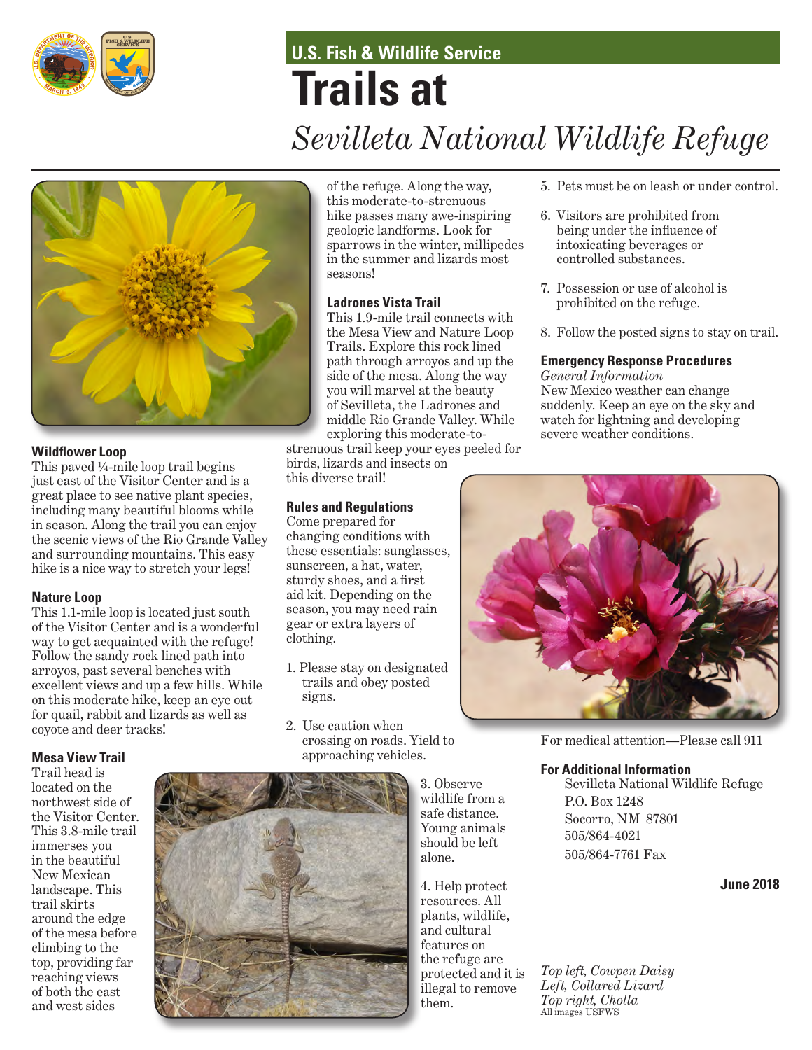U.S. Fish & Wildlife Service

# Trails at *Sevilleta National Wildlife Refuge*

### Wildflower Loop

This paved ¼-mile loop trail begins just east of the Visitor Center and is a great place to see native plant species, including many beautiful blooms while in season. Along the trail you can enjoy the scenic views of the Rio Grande Valley and surrounding mountains. This easy hike is a nice way to stretch your legs!

### Nature Loop

This 1.1-mile loop is located just south of the Visitor Center and is a wonderful way to get acquainted with the refuge! Follow the sandy rock lined path into arroyos, past several benches with excellent views and up a few hills. While on this moderate hike, keep an eye out for quail, rabbit and lizards as well as coyote and deer tracks!

### Mesa View Trail

Trail head is located on the northwest side of the Visitor Center. This 3.8-mile trail immerses you in the beautiful New Mexican landscape. This trail skirts around the edge of the mesa before climbing to the top, providing far reaching views of both the east and west sides of the refuge. Along the way, this moderate-to-strenuous hike passes many awe-inspiring geologic landforms. Look for sparrows in the winter, millipedes in the summer and lizards most seasons!

### Ladrones Vista Trail

This 1.9-mile trail connects with the Mesa View and Nature Loop Trails. Explore this rock lined path through arroyos and up the side of the mesa. Along the way you will marvel at the beauty of Sevilleta, the Ladrones and middle Rio Grande Valley. While exploring this moderate-to-strenuous trail keep your eyes peeled for birds, lizards and insects on this diverse trail!

### Rules and Regulations

Come prepared for changing conditions with these essentials: sunglasses, sunscreen, a hat, water, sturdy shoes, and a first aid kit. Depending on the season, you may need rain gear or extra layers of clothing.

1. Please stay on designated trails and obey posted signs.
2. Use caution when crossing on roads. Yield to approaching vehicles.
3. Observe wildlife from a safe distance. Young animals should be left alone.
4. Help protect resources. All plants, wildlife, and cultural features on the refuge are protected and it is illegal to remove them.
5. Pets must be on leash or under control.
6. Visitors are prohibited from being under the influence of intoxicating beverages or controlled substances.
7. Possession or use of alcohol is prohibited on the refuge.
8. Follow the posted signs to stay on trail.

### Emergency Response Procedures

*General Information*

New Mexico weather can change suddenly. Keep an eye on the sky and watch for lightning and developing severe weather conditions.

For medical attention—Please call 911

### For Additional Information

Sevilleta National Wildlife Refuge
P.O. Box 1248
Socorro, NM 87801
505/864-4021
505/864-7761 Fax

**June 2018**

*Top left, Cowpen Daisy*
*Left, Collared Lizard*
*Top right, Cholla*
All images USFWS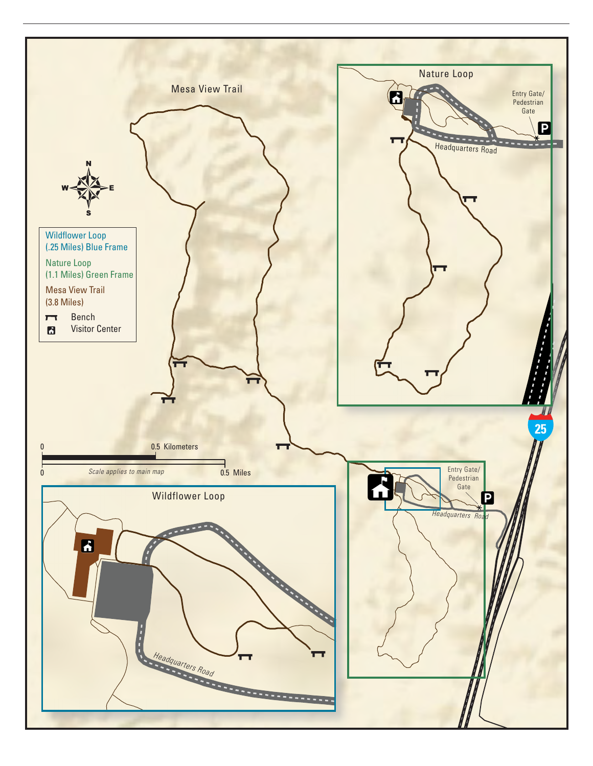Mesa View Trail

Nature Loop

Entry Gate/
Pedestrian
Gate

Headquarters Road

N
W E
S

Wildflower Loop
(.25 Miles) Blue Frame

Nature Loop
(1.1 Miles) Green Frame

Mesa View Trail
(3.8 Miles)

Bench

Visitor Center

25

0 0.5 Kilometers

0 *Scale applies to main map* 0.5 Miles

Entry Gate/
Pedestrian
Gate

Headquarters Road

Wildflower Loop

Headquarters Road